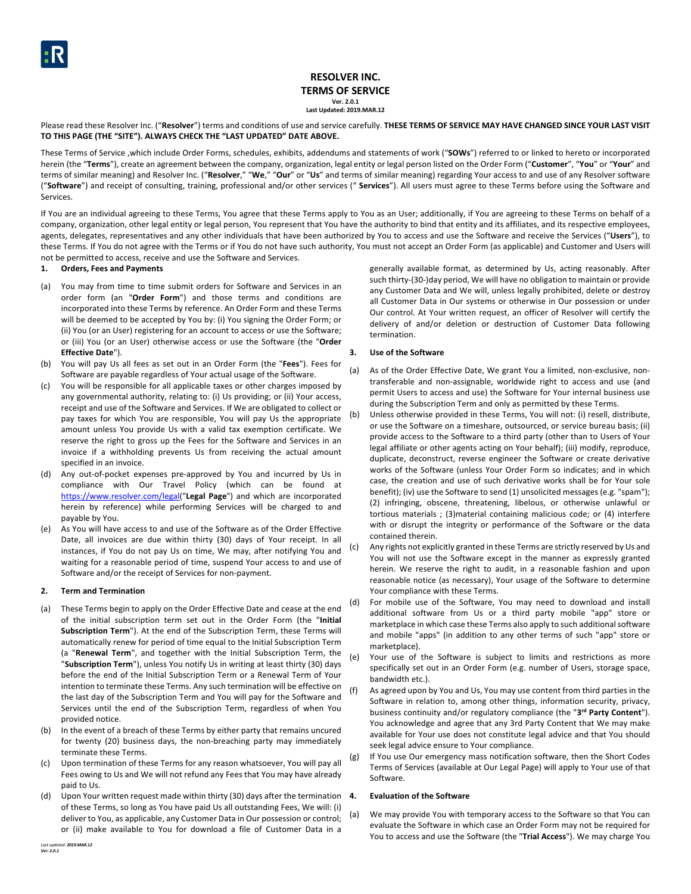# RESOLVER INC.

# TERMS OF SERVICE

**Ver. 2.0.1**

**Last Updated: 2019.MAR.12**

Please read these Resolver Inc. ("**Resolver**") terms and conditions of use and service carefully. **THESE TERMS OF SERVICE MAY HAVE CHANGED SINCE YOUR LAST VISIT TO THIS PAGE (THE "SITE"). ALWAYS CHECK THE "LAST UPDATED" DATE ABOVE.**

These Terms of Service ,which include Order Forms, schedules, exhibits, addendums and statements of work ("**SOWs**") referred to or linked to hereto or incorporated herein (the "**Terms**"), create an agreement between the company, organization, legal entity or legal person listed on the Order Form ("**Customer**", "**You**" or "**Your**" and terms of similar meaning) and Resolver Inc. ("**Resolver**," "**We**," "**Our**" or "**Us**" and terms of similar meaning) regarding Your access to and use of any Resolver software ("**Software**") and receipt of consulting, training, professional and/or other services (" **Services**"). All users must agree to these Terms before using the Software and Services.

If You are an individual agreeing to these Terms, You agree that these Terms apply to You as an User; additionally, if You are agreeing to these Terms on behalf of a company, organization, other legal entity or legal person, You represent that You have the authority to bind that entity and its affiliates, and its respective employees, agents, delegates, representatives and any other individuals that have been authorized by You to access and use the Software and receive the Services ("**Users**"), to these Terms. If You do not agree with the Terms or if You do not have such authority, You must not accept an Order Form (as applicable) and Customer and Users will not be permitted to access, receive and use the Software and Services.

## 1. Orders, Fees and Payments

(a) You may from time to time submit orders for Software and Services in an order form (an "**Order Form**") and those terms and conditions are incorporated into these Terms by reference. An Order Form and these Terms will be deemed to be accepted by You by: (i) You signing the Order Form; or (ii) You (or an User) registering for an account to access or use the Software; or (iii) You (or an User) otherwise access or use the Software (the "**Order Effective Date**").

(b) You will pay Us all fees as set out in an Order Form (the "**Fees**"). Fees for Software are payable regardless of Your actual usage of the Software.

(c) You will be responsible for all applicable taxes or other charges imposed by any governmental authority, relating to: (i) Us providing; or (ii) Your access, receipt and use of the Software and Services. If We are obligated to collect or pay taxes for which You are responsible, You will pay Us the appropriate amount unless You provide Us with a valid tax exemption certificate. We reserve the right to gross up the Fees for the Software and Services in an invoice if a withholding prevents Us from receiving the actual amount specified in an invoice.

(d) Any out-of-pocket expenses pre-approved by You and incurred by Us in compliance with Our Travel Policy (which can be found at https://www.resolver.com/legal("**Legal Page**") and which are incorporated herein by reference) while performing Services will be charged to and payable by You.

(e) As You will have access to and use of the Software as of the Order Effective Date, all invoices are due within thirty (30) days of Your receipt. In all instances, if You do not pay Us on time, We may, after notifying You and waiting for a reasonable period of time, suspend Your access to and use of Software and/or the receipt of Services for non-payment.

## 2. Term and Termination

(a) These Terms begin to apply on the Order Effective Date and cease at the end of the initial subscription term set out in the Order Form (the "**Initial Subscription Term**"). At the end of the Subscription Term, these Terms will automatically renew for period of time equal to the Initial Subscription Term (a "**Renewal Term**", and together with the Initial Subscription Term, the "**Subscription Term**"), unless You notify Us in writing at least thirty (30) days before the end of the Initial Subscription Term or a Renewal Term of Your intention to terminate these Terms. Any such termination will be effective on the last day of the Subscription Term and You will pay for the Software and Services until the end of the Subscription Term, regardless of when You provided notice.

(b) In the event of a breach of these Terms by either party that remains uncured for twenty (20) business days, the non-breaching party may immediately terminate these Terms.

(c) Upon termination of these Terms for any reason whatsoever, You will pay all Fees owing to Us and We will not refund any Fees that You may have already paid to Us.

(d) Upon Your written request made within thirty (30) days after the termination of these Terms, so long as You have paid Us all outstanding Fees, We will: (i) deliver to You, as applicable, any Customer Data in Our possession or control; or (ii) make available to You for download a file of Customer Data in a generally available format, as determined by Us, acting reasonably. After such thirty-(30-)day period, We will have no obligation to maintain or provide any Customer Data and We will, unless legally prohibited, delete or destroy all Customer Data in Our systems or otherwise in Our possession or under Our control. At Your written request, an officer of Resolver will certify the delivery of and/or deletion or destruction of Customer Data following termination.

## 3. Use of the Software

(a) As of the Order Effective Date, We grant You a limited, non-exclusive, non-transferable and non-assignable, worldwide right to access and use (and permit Users to access and use) the Software for Your internal business use during the Subscription Term and only as permitted by these Terms.

(b) Unless otherwise provided in these Terms, You will not: (i) resell, distribute, or use the Software on a timeshare, outsourced, or service bureau basis; (ii) provide access to the Software to a third party (other than to Users of Your legal affiliate or other agents acting on Your behalf); (iii) modify, reproduce, duplicate, deconstruct, reverse engineer the Software or create derivative works of the Software (unless Your Order Form so indicates; and in which case, the creation and use of such derivative works shall be for Your sole benefit); (iv) use the Software to send (1) unsolicited messages (e.g. "spam"); (2) infringing, obscene, threatening, libelous, or otherwise unlawful or tortious materials ; (3)material containing malicious code; or (4) interfere with or disrupt the integrity or performance of the Software or the data contained therein.

(c) Any rights not explicitly granted in these Terms are strictly reserved by Us and You will not use the Software except in the manner as expressly granted herein. We reserve the right to audit, in a reasonable fashion and upon reasonable notice (as necessary), Your usage of the Software to determine Your compliance with these Terms.

(d) For mobile use of the Software, You may need to download and install additional software from Us or a third party mobile "app" store or marketplace in which case these Terms also apply to such additional software and mobile "apps" (in addition to any other terms of such "app" store or marketplace).

(e) Your use of the Software is subject to limits and restrictions as more specifically set out in an Order Form (e.g. number of Users, storage space, bandwidth etc.).

(f) As agreed upon by You and Us, You may use content from third parties in the Software in relation to, among other things, information security, privacy, business continuity and/or regulatory compliance (the "**3rd Party Content**"). You acknowledge and agree that any 3rd Party Content that We may make available for Your use does not constitute legal advice and that You should seek legal advice ensure to Your compliance.

(g) If You use Our emergency mass notification software, then the Short Codes Terms of Services (available at Our Legal Page) will apply to Your use of that Software.

## 4. Evaluation of the Software

(a) We may provide You with temporary access to the Software so that You can evaluate the Software in which case an Order Form may not be required for You to access and use the Software (the "**Trial Access**"). We may charge You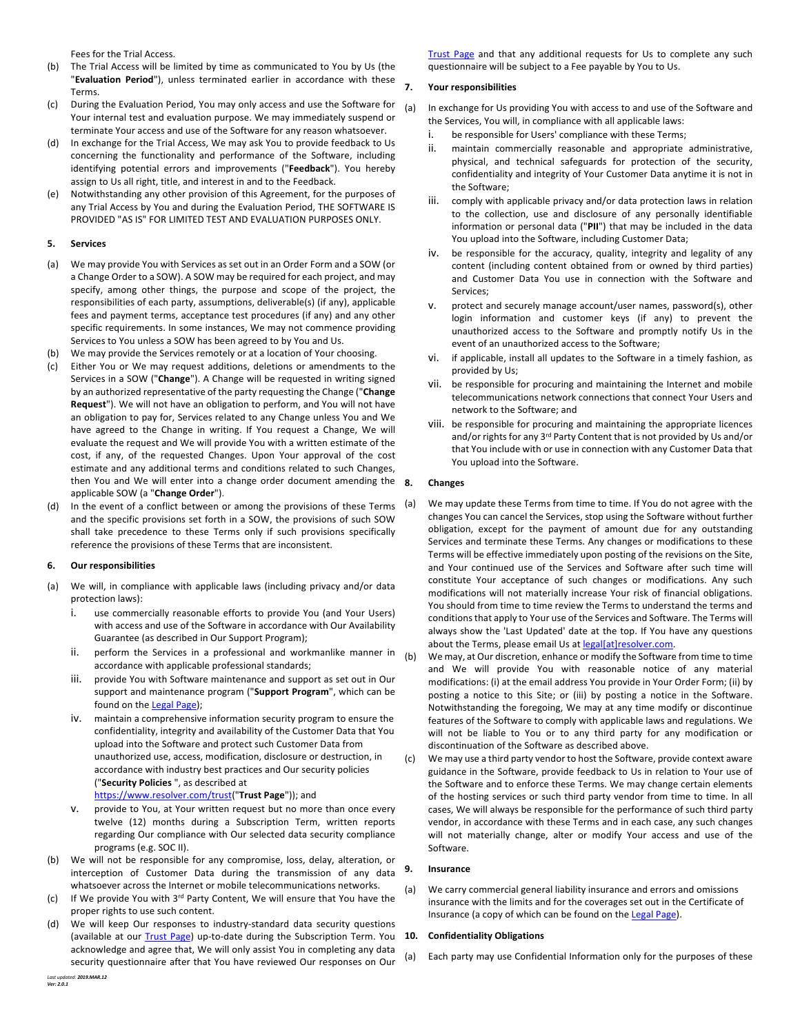Fees for the Trial Access.

(b) The Trial Access will be limited by time as communicated to You by Us (the "**Evaluation Period**"), unless terminated earlier in accordance with these Terms.

(c) During the Evaluation Period, You may only access and use the Software for Your internal test and evaluation purpose. We may immediately suspend or terminate Your access and use of the Software for any reason whatsoever.

(d) In exchange for the Trial Access, We may ask You to provide feedback to Us concerning the functionality and performance of the Software, including identifying potential errors and improvements ("**Feedback**"). You hereby assign to Us all right, title, and interest in and to the Feedback.

(e) Notwithstanding any other provision of this Agreement, for the purposes of any Trial Access by You and during the Evaluation Period, THE SOFTWARE IS PROVIDED "AS IS" FOR LIMITED TEST AND EVALUATION PURPOSES ONLY.

## 5. Services

(a) We may provide You with Services as set out in an Order Form and a SOW (or a Change Order to a SOW). A SOW may be required for each project, and may specify, among other things, the purpose and scope of the project, the responsibilities of each party, assumptions, deliverable(s) (if any), applicable fees and payment terms, acceptance test procedures (if any) and any other specific requirements. In some instances, We may not commence providing Services to You unless a SOW has been agreed to by You and Us.

(b) We may provide the Services remotely or at a location of Your choosing.

(c) Either You or We may request additions, deletions or amendments to the Services in a SOW ("**Change**"). A Change will be requested in writing signed by an authorized representative of the party requesting the Change ("**Change Request**"). We will not have an obligation to perform, and You will not have an obligation to pay for, Services related to any Change unless You and We have agreed to the Change in writing. If You request a Change, We will evaluate the request and We will provide You with a written estimate of the cost, if any, of the requested Changes. Upon Your approval of the cost estimate and any additional terms and conditions related to such Changes, then You and We will enter into a change order document amending the applicable SOW (a "**Change Order**").

(d) In the event of a conflict between or among the provisions of these Terms and the specific provisions set forth in a SOW, the provisions of such SOW shall take precedence to these Terms only if such provisions specifically reference the provisions of these Terms that are inconsistent.

## 6. Our responsibilities

(a) We will, in compliance with applicable laws (including privacy and/or data protection laws):

  i. use commercially reasonable efforts to provide You (and Your Users) with access and use of the Software in accordance with Our Availability Guarantee (as described in Our Support Program);

  ii. perform the Services in a professional and workmanlike manner in accordance with applicable professional standards;

  iii. provide You with Software maintenance and support as set out in Our support and maintenance program ("**Support Program**", which can be found on the Legal Page);

  iv. maintain a comprehensive information security program to ensure the confidentiality, integrity and availability of the Customer Data that You upload into the Software and protect such Customer Data from unauthorized use, access, modification, disclosure or destruction, in accordance with industry best practices and Our security policies ("**Security Policies** ", as described at https://www.resolver.com/trust("**Trust Page**")); and

  v. provide to You, at Your written request but no more than once every twelve (12) months during a Subscription Term, written reports regarding Our compliance with Our selected data security compliance programs (e.g. SOC II).

(b) We will not be responsible for any compromise, loss, delay, alteration, or interception of Customer Data during the transmission of any data whatsoever across the Internet or mobile telecommunications networks.

(c) If We provide You with 3rd Party Content, We will ensure that You have the proper rights to use such content.

(d) We will keep Our responses to industry-standard data security questions (available at our Trust Page) up-to-date during the Subscription Term. You acknowledge and agree that, We will only assist You in completing any data security questionnaire after that You have reviewed Our responses on Our Trust Page and that any additional requests for Us to complete any such questionnaire will be subject to a Fee payable by You to Us.

## 7. Your responsibilities

(a) In exchange for Us providing You with access to and use of the Software and the Services, You will, in compliance with all applicable laws:

  i. be responsible for Users' compliance with these Terms;

  ii. maintain commercially reasonable and appropriate administrative, physical, and technical safeguards for protection of the security, confidentiality and integrity of Your Customer Data anytime it is not in the Software;

  iii. comply with applicable privacy and/or data protection laws in relation to the collection, use and disclosure of any personally identifiable information or personal data ("**PII**") that may be included in the data You upload into the Software, including Customer Data;

  iv. be responsible for the accuracy, quality, integrity and legality of any content (including content obtained from or owned by third parties) and Customer Data You use in connection with the Software and Services;

  v. protect and securely manage account/user names, password(s), other login information and customer keys (if any) to prevent the unauthorized access to the Software and promptly notify Us in the event of an unauthorized access to the Software;

  vi. if applicable, install all updates to the Software in a timely fashion, as provided by Us;

  vii. be responsible for procuring and maintaining the Internet and mobile telecommunications network connections that connect Your Users and network to the Software; and

  viii. be responsible for procuring and maintaining the appropriate licences and/or rights for any 3rd Party Content that is not provided by Us and/or that You include with or use in connection with any Customer Data that You upload into the Software.

## 8. Changes

(a) We may update these Terms from time to time. If You do not agree with the changes You can cancel the Services, stop using the Software without further obligation, except for the payment of amount due for any outstanding Services and terminate these Terms. Any changes or modifications to these Terms will be effective immediately upon posting of the revisions on the Site, and Your continued use of the Services and Software after such time will constitute Your acceptance of such changes or modifications. Any such modifications will not materially increase Your risk of financial obligations. You should from time to time review the Terms to understand the terms and conditions that apply to Your use of the Services and Software. The Terms will always show the 'Last Updated' date at the top. If You have any questions about the Terms, please email Us at legal[at]resolver.com.

(b) We may, at Our discretion, enhance or modify the Software from time to time and We will provide You with reasonable notice of any material modifications: (i) at the email address You provide in Your Order Form; (ii) by posting a notice to this Site; or (iii) by posting a notice in the Software. Notwithstanding the foregoing, We may at any time modify or discontinue features of the Software to comply with applicable laws and regulations. We will not be liable to You or to any third party for any modification or discontinuation of the Software as described above.

(c) We may use a third party vendor to host the Software, provide context aware guidance in the Software, provide feedback to Us in relation to Your use of the Software and to enforce these Terms. We may change certain elements of the hosting services or such third party vendor from time to time. In all cases, We will always be responsible for the performance of such third party vendor, in accordance with these Terms and in each case, any such changes will not materially change, alter or modify Your access and use of the Software.

## 9. Insurance

(a) We carry commercial general liability insurance and errors and omissions insurance with the limits and for the coverages set out in the Certificate of Insurance (a copy of which can be found on the Legal Page).

## 10. Confidentiality Obligations

(a) Each party may use Confidential Information only for the purposes of these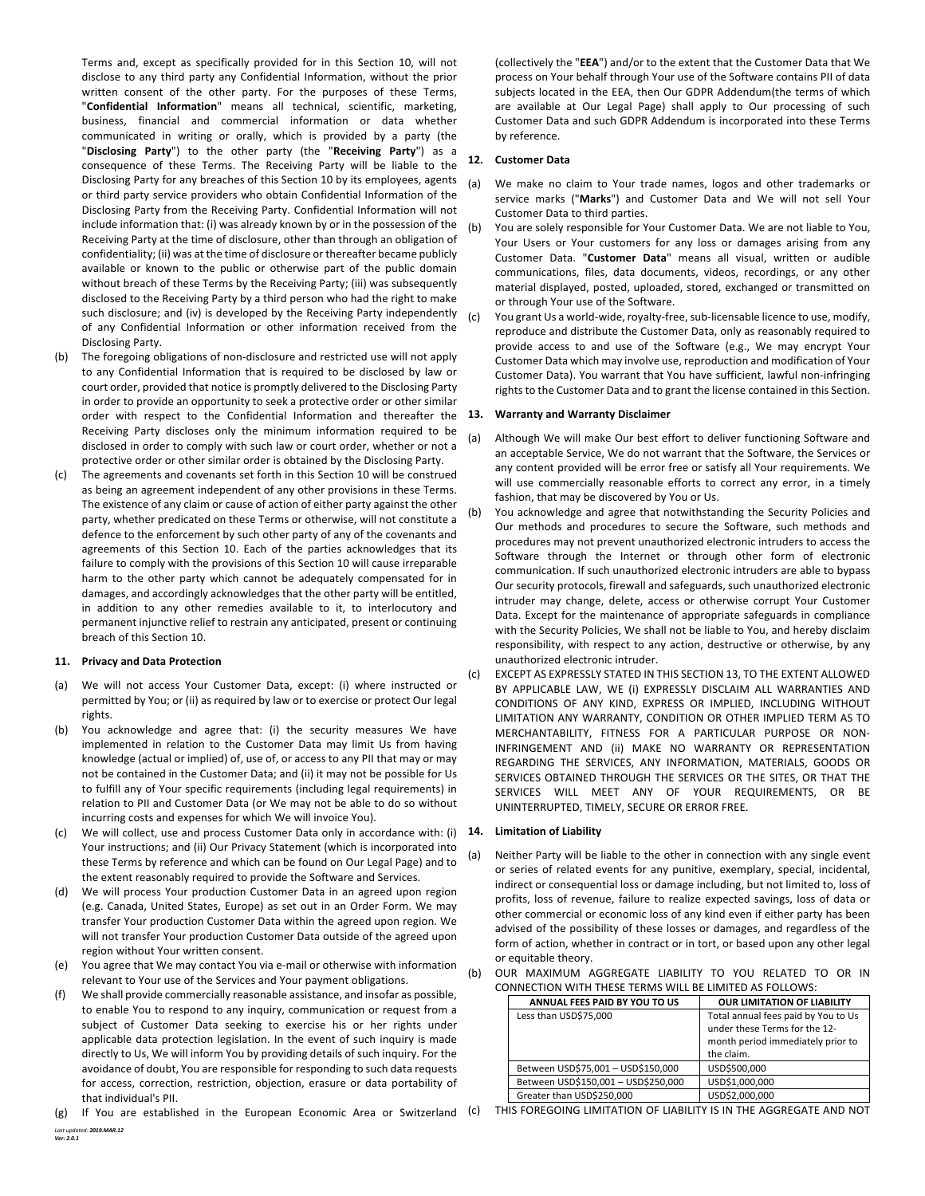Terms and, except as specifically provided for in this Section 10, will not disclose to any third party any Confidential Information, without the prior written consent of the other party. For the purposes of these Terms, "**Confidential Information**" means all technical, scientific, marketing, business, financial and commercial information or data whether communicated in writing or orally, which is provided by a party (the "**Disclosing Party**") to the other party (the "**Receiving Party**") as a consequence of these Terms. The Receiving Party will be liable to the Disclosing Party for any breaches of this Section 10 by its employees, agents or third party service providers who obtain Confidential Information of the Disclosing Party from the Receiving Party. Confidential Information will not include information that: (i) was already known by or in the possession of the Receiving Party at the time of disclosure, other than through an obligation of confidentiality; (ii) was at the time of disclosure or thereafter became publicly available or known to the public or otherwise part of the public domain without breach of these Terms by the Receiving Party; (iii) was subsequently disclosed to the Receiving Party by a third person who had the right to make such disclosure; and (iv) is developed by the Receiving Party independently of any Confidential Information or other information received from the Disclosing Party.

(b) The foregoing obligations of non-disclosure and restricted use will not apply to any Confidential Information that is required to be disclosed by law or court order, provided that notice is promptly delivered to the Disclosing Party in order to provide an opportunity to seek a protective order or other similar order with respect to the Confidential Information and thereafter the Receiving Party discloses only the minimum information required to be disclosed in order to comply with such law or court order, whether or not a protective order or other similar order is obtained by the Disclosing Party.

(c) The agreements and covenants set forth in this Section 10 will be construed as being an agreement independent of any other provisions in these Terms. The existence of any claim or cause of action of either party against the other party, whether predicated on these Terms or otherwise, will not constitute a defence to the enforcement by such other party of any of the covenants and agreements of this Section 10. Each of the parties acknowledges that its failure to comply with the provisions of this Section 10 will cause irreparable harm to the other party which cannot be adequately compensated for in damages, and accordingly acknowledges that the other party will be entitled, in addition to any other remedies available to it, to interlocutory and permanent injunctive relief to restrain any anticipated, present or continuing breach of this Section 10.

## 11. Privacy and Data Protection

(a) We will not access Your Customer Data, except: (i) where instructed or permitted by You; or (ii) as required by law or to exercise or protect Our legal rights.

(b) You acknowledge and agree that: (i) the security measures We have implemented in relation to the Customer Data may limit Us from having knowledge (actual or implied) of, use of, or access to any PII that may or may not be contained in the Customer Data; and (ii) it may not be possible for Us to fulfill any of Your specific requirements (including legal requirements) in relation to PII and Customer Data (or We may not be able to do so without incurring costs and expenses for which We will invoice You).

(c) We will collect, use and process Customer Data only in accordance with: (i) Your instructions; and (ii) Our Privacy Statement (which is incorporated into these Terms by reference and which can be found on Our Legal Page) and to the extent reasonably required to provide the Software and Services.

(d) We will process Your production Customer Data in an agreed upon region (e.g. Canada, United States, Europe) as set out in an Order Form. We may transfer Your production Customer Data within the agreed upon region. We will not transfer Your production Customer Data outside of the agreed upon region without Your written consent.

(e) You agree that We may contact You via e-mail or otherwise with information relevant to Your use of the Services and Your payment obligations.

(f) We shall provide commercially reasonable assistance, and insofar as possible, to enable You to respond to any inquiry, communication or request from a subject of Customer Data seeking to exercise his or her rights under applicable data protection legislation. In the event of such inquiry is made directly to Us, We will inform You by providing details of such inquiry. For the avoidance of doubt, You are responsible for responding to such data requests for access, correction, restriction, objection, erasure or data portability of that individual's PII.

(g) If You are established in the European Economic Area or Switzerland (collectively the "**EEA**") and/or to the extent that the Customer Data that We process on Your behalf through Your use of the Software contains PII of data subjects located in the EEA, then Our GDPR Addendum(the terms of which are available at Our Legal Page) shall apply to Our processing of such Customer Data and such GDPR Addendum is incorporated into these Terms by reference.

## 12. Customer Data

(a) We make no claim to Your trade names, logos and other trademarks or service marks ("**Marks**") and Customer Data and We will not sell Your Customer Data to third parties.

(b) You are solely responsible for Your Customer Data. We are not liable to You, Your Users or Your customers for any loss or damages arising from any Customer Data. "**Customer Data**" means all visual, written or audible communications, files, data documents, videos, recordings, or any other material displayed, posted, uploaded, stored, exchanged or transmitted on or through Your use of the Software.

(c) You grant Us a world-wide, royalty-free, sub-licensable licence to use, modify, reproduce and distribute the Customer Data, only as reasonably required to provide access to and use of the Software (e.g., We may encrypt Your Customer Data which may involve use, reproduction and modification of Your Customer Data). You warrant that You have sufficient, lawful non-infringing rights to the Customer Data and to grant the license contained in this Section.

## 13. Warranty and Warranty Disclaimer

(a) Although We will make Our best effort to deliver functioning Software and an acceptable Service, We do not warrant that the Software, the Services or any content provided will be error free or satisfy all Your requirements. We will use commercially reasonable efforts to correct any error, in a timely fashion, that may be discovered by You or Us.

(b) You acknowledge and agree that notwithstanding the Security Policies and Our methods and procedures to secure the Software, such methods and procedures may not prevent unauthorized electronic intruders to access the Software through the Internet or through other form of electronic communication. If such unauthorized electronic intruders are able to bypass Our security protocols, firewall and safeguards, such unauthorized electronic intruder may change, delete, access or otherwise corrupt Your Customer Data. Except for the maintenance of appropriate safeguards in compliance with the Security Policies, We shall not be liable to You, and hereby disclaim responsibility, with respect to any action, destructive or otherwise, by any unauthorized electronic intruder.

(c) EXCEPT AS EXPRESSLY STATED IN THIS SECTION 13, TO THE EXTENT ALLOWED BY APPLICABLE LAW, WE (i) EXPRESSLY DISCLAIM ALL WARRANTIES AND CONDITIONS OF ANY KIND, EXPRESS OR IMPLIED, INCLUDING WITHOUT LIMITATION ANY WARRANTY, CONDITION OR OTHER IMPLIED TERM AS TO MERCHANTABILITY, FITNESS FOR A PARTICULAR PURPOSE OR NON-INFRINGEMENT AND (ii) MAKE NO WARRANTY OR REPRESENTATION REGARDING THE SERVICES, ANY INFORMATION, MATERIALS, GOODS OR SERVICES OBTAINED THROUGH THE SERVICES OR THE SITES, OR THAT THE SERVICES WILL MEET ANY OF YOUR REQUIREMENTS, OR BE UNINTERRUPTED, TIMELY, SECURE OR ERROR FREE.

## 14. Limitation of Liability

(a) Neither Party will be liable to the other in connection with any single event or series of related events for any punitive, exemplary, special, incidental, indirect or consequential loss or damage including, but not limited to, loss of profits, loss of revenue, failure to realize expected savings, loss of data or other commercial or economic loss of any kind even if either party has been advised of the possibility of these losses or damages, and regardless of the form of action, whether in contract or in tort, or based upon any other legal or equitable theory.

(b) OUR MAXIMUM AGGREGATE LIABILITY TO YOU RELATED TO OR IN CONNECTION WITH THESE TERMS WILL BE LIMITED AS FOLLOWS:

| ANNUAL FEES PAID BY YOU TO US | OUR LIMITATION OF LIABILITY |
|---|---|
| Less than USD$75,000 | Total annual fees paid by You to Us under these Terms for the 12-month period immediately prior to the claim. |
| Between USD$75,001 – USD$150,000 | USD$500,000 |
| Between USD$150,001 – USD$250,000 | USD$1,000,000 |
| Greater than USD$250,000 | USD$2,000,000 |

(c) THIS FOREGOING LIMITATION OF LIABILITY IS IN THE AGGREGATE AND NOT

*Last updated: **2019.MAR.12***
***Ver: 2.0.1***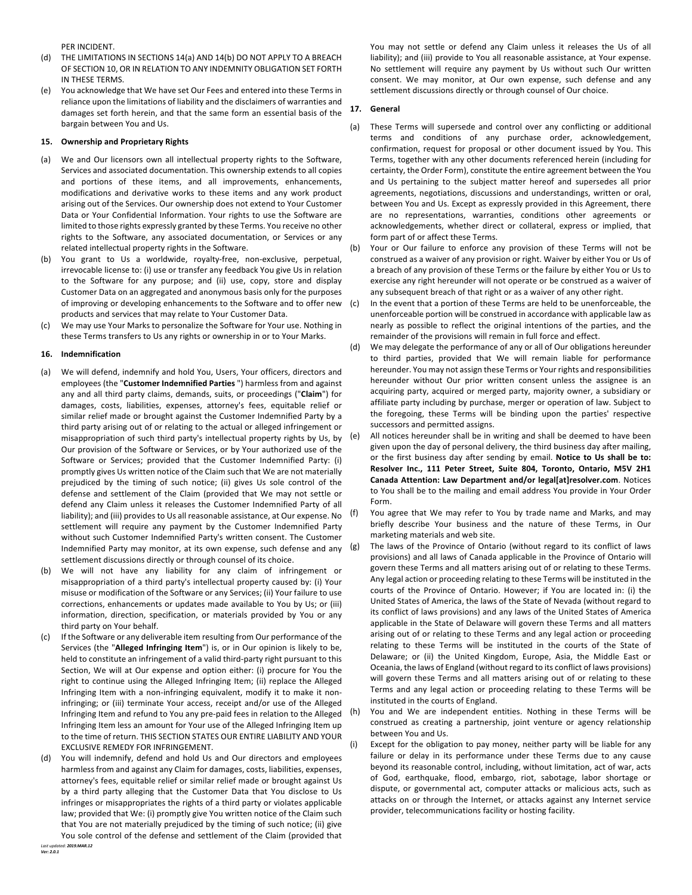PER INCIDENT.

(d) THE LIMITATIONS IN SECTIONS 14(a) AND 14(b) DO NOT APPLY TO A BREACH OF SECTION 10, OR IN RELATION TO ANY INDEMNITY OBLIGATION SET FORTH IN THESE TERMS.

(e) You acknowledge that We have set Our Fees and entered into these Terms in reliance upon the limitations of liability and the disclaimers of warranties and damages set forth herein, and that the same form an essential basis of the bargain between You and Us.

**15. Ownership and Proprietary Rights**

(a) We and Our licensors own all intellectual property rights to the Software, Services and associated documentation. This ownership extends to all copies and portions of these items, and all improvements, enhancements, modifications and derivative works to these items and any work product arising out of the Services. Our ownership does not extend to Your Customer Data or Your Confidential Information. Your rights to use the Software are limited to those rights expressly granted by these Terms. You receive no other rights to the Software, any associated documentation, or Services or any related intellectual property rights in the Software.

(b) You grant to Us a worldwide, royalty-free, non-exclusive, perpetual, irrevocable license to: (i) use or transfer any feedback You give Us in relation to the Software for any purpose; and (ii) use, copy, store and display Customer Data on an aggregated and anonymous basis only for the purposes of improving or developing enhancements to the Software and to offer new products and services that may relate to Your Customer Data.

(c) We may use Your Marks to personalize the Software for Your use. Nothing in these Terms transfers to Us any rights or ownership in or to Your Marks.

**16. Indemnification**

(a) We will defend, indemnify and hold You, Users, Your officers, directors and employees (the "**Customer Indemnified Parties** ") harmless from and against any and all third party claims, demands, suits, or proceedings ("**Claim**") for damages, costs, liabilities, expenses, attorney's fees, equitable relief or similar relief made or brought against the Customer Indemnified Party by a third party arising out of or relating to the actual or alleged infringement or misappropriation of such third party's intellectual property rights by Us, by Our provision of the Software or Services, or by Your authorized use of the Software or Services; provided that the Customer Indemnified Party: (i) promptly gives Us written notice of the Claim such that We are not materially prejudiced by the timing of such notice; (ii) gives Us sole control of the defense and settlement of the Claim (provided that We may not settle or defend any Claim unless it releases the Customer Indemnified Party of all liability); and (iii) provides to Us all reasonable assistance, at Our expense. No settlement will require any payment by the Customer Indemnified Party without such Customer Indemnified Party's written consent. The Customer Indemnified Party may monitor, at its own expense, such defense and any settlement discussions directly or through counsel of its choice.

(b) We will not have any liability for any claim of infringement or misappropriation of a third party's intellectual property caused by: (i) Your misuse or modification of the Software or any Services; (ii) Your failure to use corrections, enhancements or updates made available to You by Us; or (iii) information, direction, specification, or materials provided by You or any third party on Your behalf.

(c) If the Software or any deliverable item resulting from Our performance of the Services (the "**Alleged Infringing Item**") is, or in Our opinion is likely to be, held to constitute an infringement of a valid third-party right pursuant to this Section, We will at Our expense and option either: (i) procure for You the right to continue using the Alleged Infringing Item; (ii) replace the Alleged Infringing Item with a non-infringing equivalent, modify it to make it non-infringing; or (iii) terminate Your access, receipt and/or use of the Alleged Infringing Item and refund to You any pre-paid fees in relation to the Alleged Infringing Item less an amount for Your use of the Alleged Infringing Item up to the time of return. THIS SECTION STATES OUR ENTIRE LIABILITY AND YOUR EXCLUSIVE REMEDY FOR INFRINGEMENT.

(d) You will indemnify, defend and hold Us and Our directors and employees harmless from and against any Claim for damages, costs, liabilities, expenses, attorney's fees, equitable relief or similar relief made or brought against Us by a third party alleging that the Customer Data that You disclose to Us infringes or misappropriates the rights of a third party or violates applicable law; provided that We: (i) promptly give You written notice of the Claim such that You are not materially prejudiced by the timing of such notice; (ii) give You sole control of the defense and settlement of the Claim (provided that You may not settle or defend any Claim unless it releases the Us of all liability); and (iii) provide to You all reasonable assistance, at Your expense. No settlement will require any payment by Us without such Our written consent. We may monitor, at Our own expense, such defense and any settlement discussions directly or through counsel of Our choice.

**17. General**

(a) These Terms will supersede and control over any conflicting or additional terms and conditions of any purchase order, acknowledgement, confirmation, request for proposal or other document issued by You. This Terms, together with any other documents referenced herein (including for certainty, the Order Form), constitute the entire agreement between the You and Us pertaining to the subject matter hereof and supersedes all prior agreements, negotiations, discussions and understandings, written or oral, between You and Us. Except as expressly provided in this Agreement, there are no representations, warranties, conditions other agreements or acknowledgements, whether direct or collateral, express or implied, that form part of or affect these Terms.

(b) Your or Our failure to enforce any provision of these Terms will not be construed as a waiver of any provision or right. Waiver by either You or Us of a breach of any provision of these Terms or the failure by either You or Us to exercise any right hereunder will not operate or be construed as a waiver of any subsequent breach of that right or as a waiver of any other right.

(c) In the event that a portion of these Terms are held to be unenforceable, the unenforceable portion will be construed in accordance with applicable law as nearly as possible to reflect the original intentions of the parties, and the remainder of the provisions will remain in full force and effect.

(d) We may delegate the performance of any or all of Our obligations hereunder to third parties, provided that We will remain liable for performance hereunder. You may not assign these Terms or Your rights and responsibilities hereunder without Our prior written consent unless the assignee is an acquiring party, acquired or merged party, majority owner, a subsidiary or affiliate party including by purchase, merger or operation of law. Subject to the foregoing, these Terms will be binding upon the parties' respective successors and permitted assigns.

(e) All notices hereunder shall be in writing and shall be deemed to have been given upon the day of personal delivery, the third business day after mailing, or the first business day after sending by email. **Notice to Us shall be to: Resolver Inc., 111 Peter Street, Suite 804, Toronto, Ontario, M5V 2H1 Canada Attention: Law Department and/or legal[at]resolver.com**. Notices to You shall be to the mailing and email address You provide in Your Order Form.

(f) You agree that We may refer to You by trade name and Marks, and may briefly describe Your business and the nature of these Terms, in Our marketing materials and web site.

(g) The laws of the Province of Ontario (without regard to its conflict of laws provisions) and all laws of Canada applicable in the Province of Ontario will govern these Terms and all matters arising out of or relating to these Terms. Any legal action or proceeding relating to these Terms will be instituted in the courts of the Province of Ontario. However; if You are located in: (i) the United States of America, the laws of the State of Nevada (without regard to its conflict of laws provisions) and any laws of the United States of America applicable in the State of Delaware will govern these Terms and all matters arising out of or relating to these Terms and any legal action or proceeding relating to these Terms will be instituted in the courts of the State of Delaware; or (ii) the United Kingdom, Europe, Asia, the Middle East or Oceania, the laws of England (without regard to its conflict of laws provisions) will govern these Terms and all matters arising out of or relating to these Terms and any legal action or proceeding relating to these Terms will be instituted in the courts of England.

(h) You and We are independent entities. Nothing in these Terms will be construed as creating a partnership, joint venture or agency relationship between You and Us.

(i) Except for the obligation to pay money, neither party will be liable for any failure or delay in its performance under these Terms due to any cause beyond its reasonable control, including, without limitation, act of war, acts of God, earthquake, flood, embargo, riot, sabotage, labor shortage or dispute, or governmental act, computer attacks or malicious acts, such as attacks on or through the Internet, or attacks against any Internet service provider, telecommunications facility or hosting facility.

*Last updated: **2019.MAR.12***
***Ver: 2.0.1***